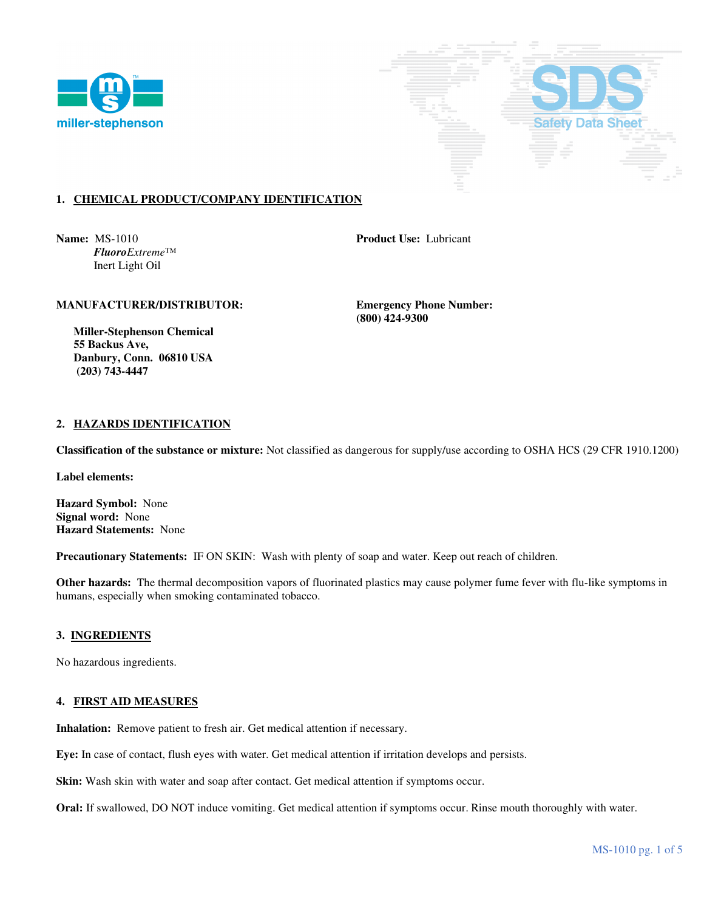## 1. CHEMICAL PRODUCT/COMPANY IDENTIFICATION

**Name:** MS-1010
***Fluoro**Extreme*™
Inert Light Oil

**Product Use:** Lubricant

**MANUFACTURER/DISTRIBUTOR:**

**Miller-Stephenson Chemical**
**55 Backus Ave,**
**Danbury, Conn. 06810 USA**
**(203) 743-4447**

**Emergency Phone Number:**
**(800) 424-9300**

## 2. HAZARDS IDENTIFICATION

**Classification of the substance or mixture:** Not classified as dangerous for supply/use according to OSHA HCS (29 CFR 1910.1200)

**Label elements:**

**Hazard Symbol:** None
**Signal word:** None
**Hazard Statements:** None

**Precautionary Statements:** IF ON SKIN: Wash with plenty of soap and water. Keep out reach of children.

**Other hazards:** The thermal decomposition vapors of fluorinated plastics may cause polymer fume fever with flu-like symptoms in humans, especially when smoking contaminated tobacco.

## 3. INGREDIENTS

No hazardous ingredients.

## 4. FIRST AID MEASURES

**Inhalation:** Remove patient to fresh air. Get medical attention if necessary.

**Eye:** In case of contact, flush eyes with water. Get medical attention if irritation develops and persists.

**Skin:** Wash skin with water and soap after contact. Get medical attention if symptoms occur.

**Oral:** If swallowed, DO NOT induce vomiting. Get medical attention if symptoms occur. Rinse mouth thoroughly with water.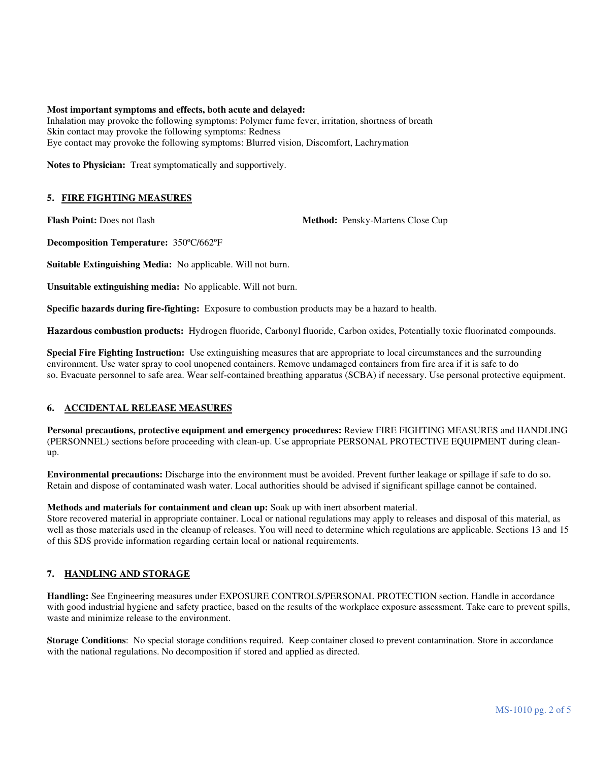**Most important symptoms and effects, both acute and delayed:**
Inhalation may provoke the following symptoms: Polymer fume fever, irritation, shortness of breath
Skin contact may provoke the following symptoms: Redness
Eye contact may provoke the following symptoms: Blurred vision, Discomfort, Lachrymation

**Notes to Physician:** Treat symptomatically and supportively.

## 5. FIRE FIGHTING MEASURES

**Flash Point:** Does not flash **Method:** Pensky-Martens Close Cup

**Decomposition Temperature:** 350ºC/662ºF

**Suitable Extinguishing Media:** No applicable. Will not burn.

**Unsuitable extinguishing media:** No applicable. Will not burn.

**Specific hazards during fire-fighting:** Exposure to combustion products may be a hazard to health.

**Hazardous combustion products:** Hydrogen fluoride, Carbonyl fluoride, Carbon oxides, Potentially toxic fluorinated compounds.

**Special Fire Fighting Instruction:** Use extinguishing measures that are appropriate to local circumstances and the surrounding environment. Use water spray to cool unopened containers. Remove undamaged containers from fire area if it is safe to do so. Evacuate personnel to safe area. Wear self-contained breathing apparatus (SCBA) if necessary. Use personal protective equipment.

## 6. ACCIDENTAL RELEASE MEASURES

**Personal precautions, protective equipment and emergency procedures:** Review FIRE FIGHTING MEASURES and HANDLING (PERSONNEL) sections before proceeding with clean-up. Use appropriate PERSONAL PROTECTIVE EQUIPMENT during clean-up.

**Environmental precautions:** Discharge into the environment must be avoided. Prevent further leakage or spillage if safe to do so. Retain and dispose of contaminated wash water. Local authorities should be advised if significant spillage cannot be contained.

**Methods and materials for containment and clean up:** Soak up with inert absorbent material.
Store recovered material in appropriate container. Local or national regulations may apply to releases and disposal of this material, as well as those materials used in the cleanup of releases. You will need to determine which regulations are applicable. Sections 13 and 15 of this SDS provide information regarding certain local or national requirements.

## 7. HANDLING AND STORAGE

**Handling:** See Engineering measures under EXPOSURE CONTROLS/PERSONAL PROTECTION section. Handle in accordance with good industrial hygiene and safety practice, based on the results of the workplace exposure assessment. Take care to prevent spills, waste and minimize release to the environment.

**Storage Conditions**: No special storage conditions required. Keep container closed to prevent contamination. Store in accordance with the national regulations. No decomposition if stored and applied as directed.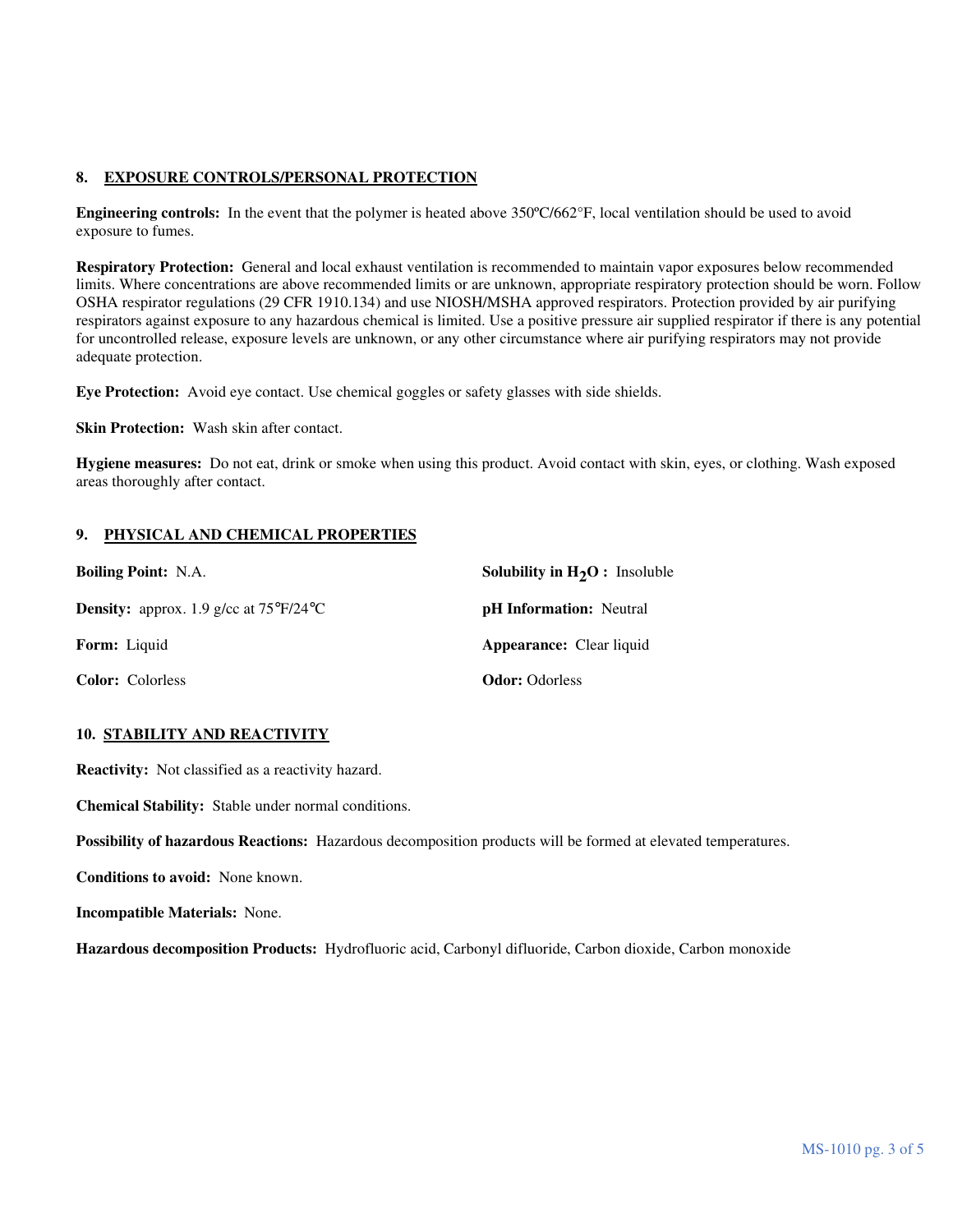## 8. EXPOSURE CONTROLS/PERSONAL PROTECTION

**Engineering controls:** In the event that the polymer is heated above 350ºC/662°F, local ventilation should be used to avoid exposure to fumes.

**Respiratory Protection:** General and local exhaust ventilation is recommended to maintain vapor exposures below recommended limits. Where concentrations are above recommended limits or are unknown, appropriate respiratory protection should be worn. Follow OSHA respirator regulations (29 CFR 1910.134) and use NIOSH/MSHA approved respirators. Protection provided by air purifying respirators against exposure to any hazardous chemical is limited. Use a positive pressure air supplied respirator if there is any potential for uncontrolled release, exposure levels are unknown, or any other circumstance where air purifying respirators may not provide adequate protection.

**Eye Protection:** Avoid eye contact. Use chemical goggles or safety glasses with side shields.

**Skin Protection:** Wash skin after contact.

**Hygiene measures:** Do not eat, drink or smoke when using this product. Avoid contact with skin, eyes, or clothing. Wash exposed areas thoroughly after contact.

## 9. PHYSICAL AND CHEMICAL PROPERTIES

**Boiling Point:** N.A.

**Solubility in $H_2O$ :** Insoluble

**Density:** approx. 1.9 g/cc at 75℉/24℃

**pH Information:** Neutral

**Form:** Liquid

**Appearance:** Clear liquid

**Color:** Colorless

**Odor:** Odorless

## 10. STABILITY AND REACTIVITY

**Reactivity:** Not classified as a reactivity hazard.

**Chemical Stability:** Stable under normal conditions.

**Possibility of hazardous Reactions:** Hazardous decomposition products will be formed at elevated temperatures.

**Conditions to avoid:** None known.

**Incompatible Materials:** None.

**Hazardous decomposition Products:** Hydrofluoric acid, Carbonyl difluoride, Carbon dioxide, Carbon monoxide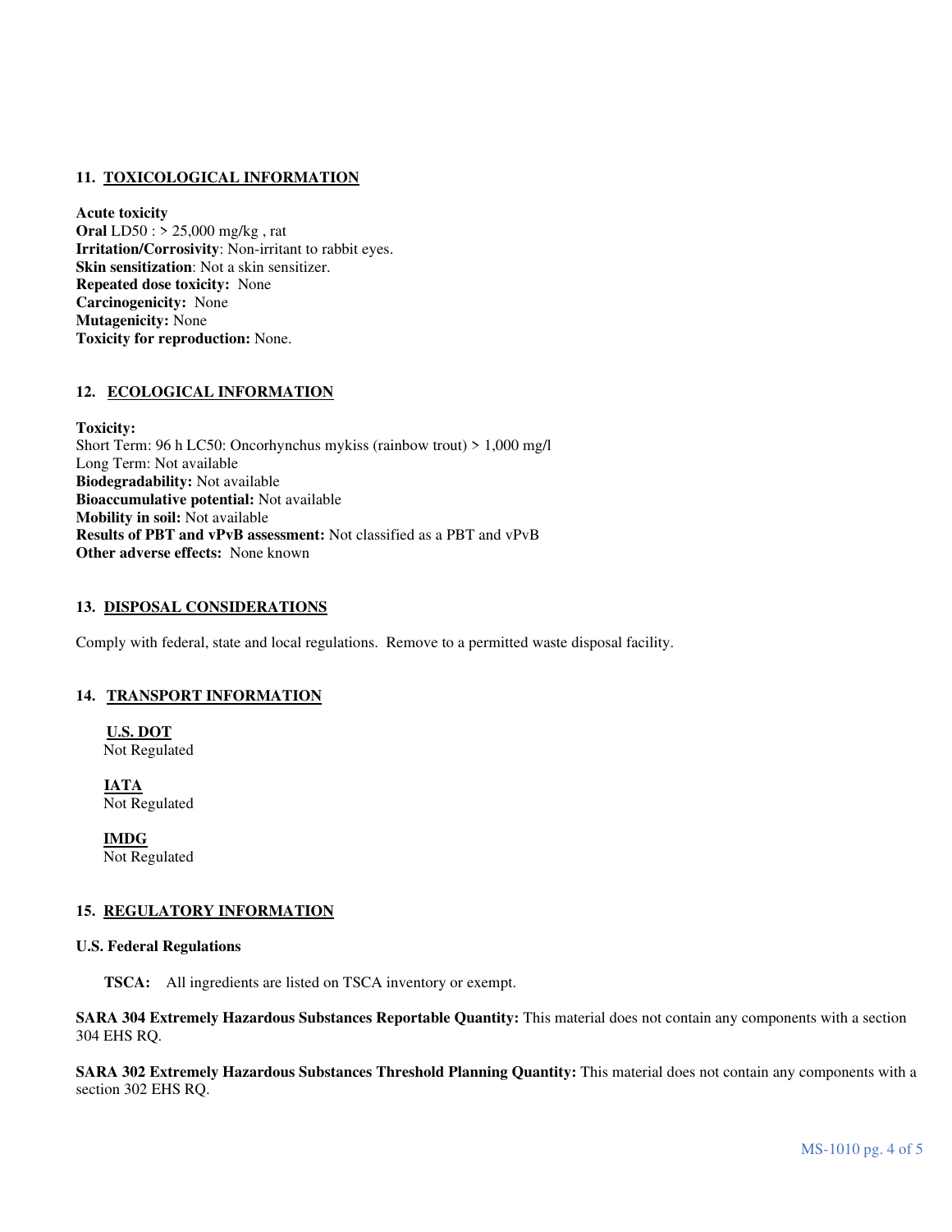## 11. TOXICOLOGICAL INFORMATION

**Acute toxicity**
**Oral** LD50 : > 25,000 mg/kg , rat
**Irritation/Corrosivity**: Non-irritant to rabbit eyes.
**Skin sensitization**: Not a skin sensitizer.
**Repeated dose toxicity:** None
**Carcinogenicity:** None
**Mutagenicity:** None
**Toxicity for reproduction:** None.

## 12. ECOLOGICAL INFORMATION

**Toxicity:**
Short Term: 96 h LC50: Oncorhynchus mykiss (rainbow trout) > 1,000 mg/l
Long Term: Not available
**Biodegradability:** Not available
**Bioaccumulative potential:** Not available
**Mobility in soil:** Not available
**Results of PBT and vPvB assessment:** Not classified as a PBT and vPvB
**Other adverse effects:** None known

## 13. DISPOSAL CONSIDERATIONS

Comply with federal, state and local regulations. Remove to a permitted waste disposal facility.

## 14. TRANSPORT INFORMATION

**U.S. DOT**
Not Regulated

**IATA**
Not Regulated

**IMDG**
Not Regulated

## 15. REGULATORY INFORMATION

**U.S. Federal Regulations**

**TSCA:** All ingredients are listed on TSCA inventory or exempt.

**SARA 304 Extremely Hazardous Substances Reportable Quantity:** This material does not contain any components with a section 304 EHS RQ.

**SARA 302 Extremely Hazardous Substances Threshold Planning Quantity:** This material does not contain any components with a section 302 EHS RQ.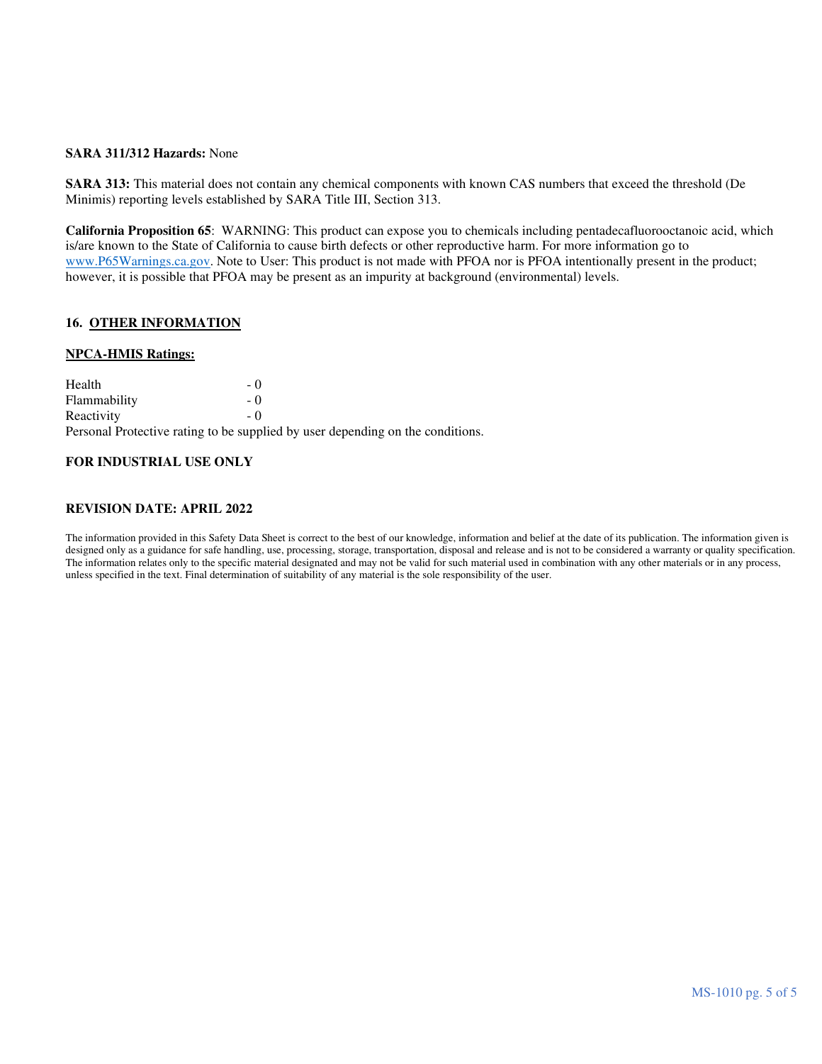**SARA 311/312 Hazards:** None

**SARA 313:** This material does not contain any chemical components with known CAS numbers that exceed the threshold (De Minimis) reporting levels established by SARA Title III, Section 313.

**California Proposition 65**: WARNING: This product can expose you to chemicals including pentadecafluorooctanoic acid, which is/are known to the State of California to cause birth defects or other reproductive harm. For more information go to www.P65Warnings.ca.gov. Note to User: This product is not made with PFOA nor is PFOA intentionally present in the product; however, it is possible that PFOA may be present as an impurity at background (environmental) levels.

## 16. OTHER INFORMATION

**NPCA-HMIS Ratings:**

| | |
|---|---|
| Health | - 0 |
| Flammability | - 0 |
| Reactivity | - 0 |

Personal Protective rating to be supplied by user depending on the conditions.

**FOR INDUSTRIAL USE ONLY**

**REVISION DATE: APRIL 2022**

The information provided in this Safety Data Sheet is correct to the best of our knowledge, information and belief at the date of its publication. The information given is designed only as a guidance for safe handling, use, processing, storage, transportation, disposal and release and is not to be considered a warranty or quality specification. The information relates only to the specific material designated and may not be valid for such material used in combination with any other materials or in any process, unless specified in the text. Final determination of suitability of any material is the sole responsibility of the user.